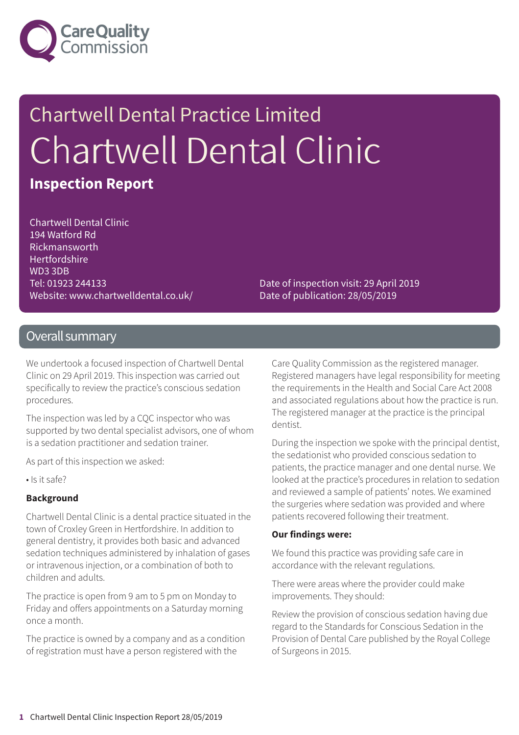Care Quality Commission

# Chartwell Dental Practice Limited

# Chartwell Dental Clinic

**Inspection Report**

Chartwell Dental Clinic
194 Watford Rd
Rickmansworth
Hertfordshire
WD3 3DB
Tel: 01923 244133
Website: www.chartwelldental.co.uk/

Date of inspection visit: 29 April 2019
Date of publication: 28/05/2019

## Overall summary

We undertook a focused inspection of Chartwell Dental Clinic on 29 April 2019. This inspection was carried out specifically to review the practice's conscious sedation procedures.

The inspection was led by a CQC inspector who was supported by two dental specialist advisors, one of whom is a sedation practitioner and sedation trainer.

As part of this inspection we asked:

- Is it safe?

**Background**

Chartwell Dental Clinic is a dental practice situated in the town of Croxley Green in Hertfordshire. In addition to general dentistry, it provides both basic and advanced sedation techniques administered by inhalation of gases or intravenous injection, or a combination of both to children and adults.

The practice is open from 9 am to 5 pm on Monday to Friday and offers appointments on a Saturday morning once a month.

The practice is owned by a company and as a condition of registration must have a person registered with the Care Quality Commission as the registered manager. Registered managers have legal responsibility for meeting the requirements in the Health and Social Care Act 2008 and associated regulations about how the practice is run. The registered manager at the practice is the principal dentist.

During the inspection we spoke with the principal dentist, the sedationist who provided conscious sedation to patients, the practice manager and one dental nurse. We looked at the practice's procedures in relation to sedation and reviewed a sample of patients' notes. We examined the surgeries where sedation was provided and where patients recovered following their treatment.

**Our findings were:**

We found this practice was providing safe care in accordance with the relevant regulations.

There were areas where the provider could make improvements. They should:

Review the provision of conscious sedation having due regard to the Standards for Conscious Sedation in the Provision of Dental Care published by the Royal College of Surgeons in 2015.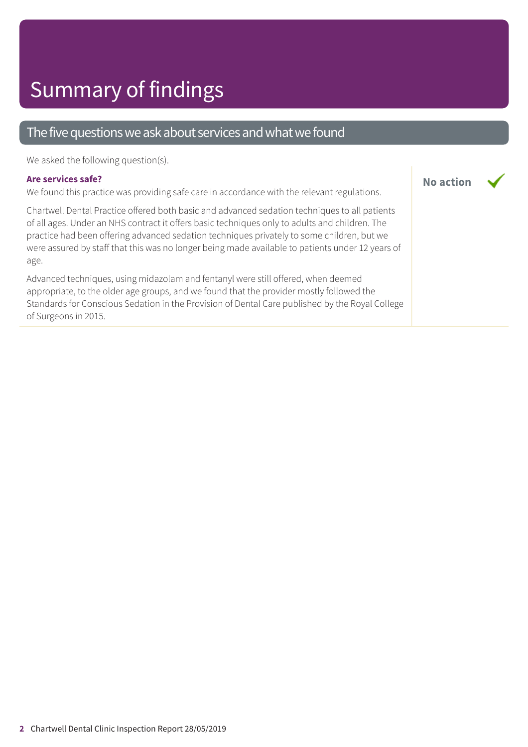# Summary of findings

## The five questions we ask about services and what we found

We asked the following question(s).

**Are services safe?**

**No action** ✓

We found this practice was providing safe care in accordance with the relevant regulations.

Chartwell Dental Practice offered both basic and advanced sedation techniques to all patients of all ages. Under an NHS contract it offers basic techniques only to adults and children. The practice had been offering advanced sedation techniques privately to some children, but we were assured by staff that this was no longer being made available to patients under 12 years of age.

Advanced techniques, using midazolam and fentanyl were still offered, when deemed appropriate, to the older age groups, and we found that the provider mostly followed the Standards for Conscious Sedation in the Provision of Dental Care published by the Royal College of Surgeons in 2015.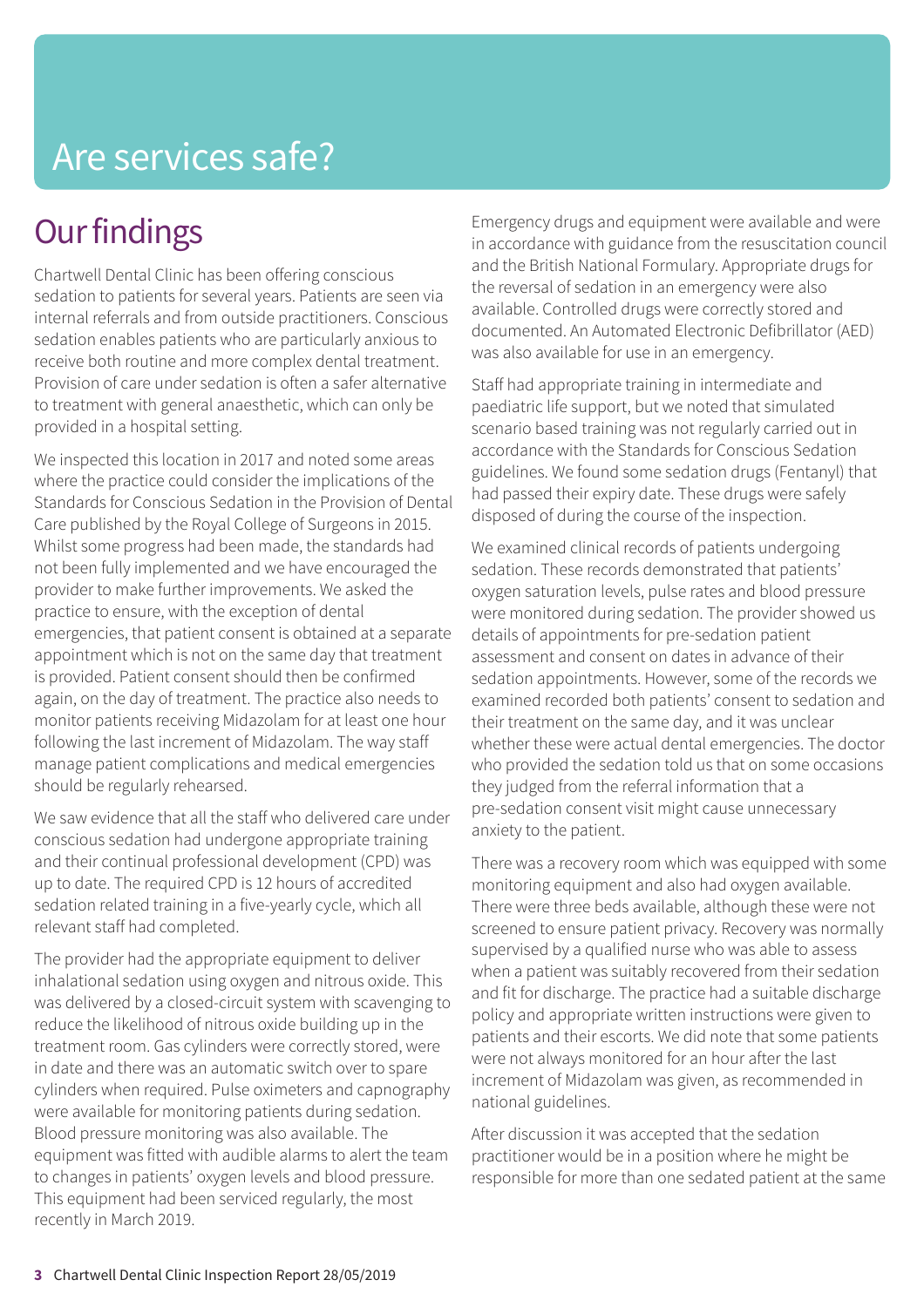# Are services safe?

## Our findings

Chartwell Dental Clinic has been offering conscious sedation to patients for several years. Patients are seen via internal referrals and from outside practitioners. Conscious sedation enables patients who are particularly anxious to receive both routine and more complex dental treatment. Provision of care under sedation is often a safer alternative to treatment with general anaesthetic, which can only be provided in a hospital setting.

We inspected this location in 2017 and noted some areas where the practice could consider the implications of the Standards for Conscious Sedation in the Provision of Dental Care published by the Royal College of Surgeons in 2015. Whilst some progress had been made, the standards had not been fully implemented and we have encouraged the provider to make further improvements. We asked the practice to ensure, with the exception of dental emergencies, that patient consent is obtained at a separate appointment which is not on the same day that treatment is provided. Patient consent should then be confirmed again, on the day of treatment. The practice also needs to monitor patients receiving Midazolam for at least one hour following the last increment of Midazolam. The way staff manage patient complications and medical emergencies should be regularly rehearsed.

We saw evidence that all the staff who delivered care under conscious sedation had undergone appropriate training and their continual professional development (CPD) was up to date. The required CPD is 12 hours of accredited sedation related training in a five-yearly cycle, which all relevant staff had completed.

The provider had the appropriate equipment to deliver inhalational sedation using oxygen and nitrous oxide. This was delivered by a closed-circuit system with scavenging to reduce the likelihood of nitrous oxide building up in the treatment room. Gas cylinders were correctly stored, were in date and there was an automatic switch over to spare cylinders when required. Pulse oximeters and capnography were available for monitoring patients during sedation. Blood pressure monitoring was also available. The equipment was fitted with audible alarms to alert the team to changes in patients' oxygen levels and blood pressure. This equipment had been serviced regularly, the most recently in March 2019.

Emergency drugs and equipment were available and were in accordance with guidance from the resuscitation council and the British National Formulary. Appropriate drugs for the reversal of sedation in an emergency were also available. Controlled drugs were correctly stored and documented. An Automated Electronic Defibrillator (AED) was also available for use in an emergency.

Staff had appropriate training in intermediate and paediatric life support, but we noted that simulated scenario based training was not regularly carried out in accordance with the Standards for Conscious Sedation guidelines. We found some sedation drugs (Fentanyl) that had passed their expiry date. These drugs were safely disposed of during the course of the inspection.

We examined clinical records of patients undergoing sedation. These records demonstrated that patients' oxygen saturation levels, pulse rates and blood pressure were monitored during sedation. The provider showed us details of appointments for pre-sedation patient assessment and consent on dates in advance of their sedation appointments. However, some of the records we examined recorded both patients' consent to sedation and their treatment on the same day, and it was unclear whether these were actual dental emergencies. The doctor who provided the sedation told us that on some occasions they judged from the referral information that a pre-sedation consent visit might cause unnecessary anxiety to the patient.

There was a recovery room which was equipped with some monitoring equipment and also had oxygen available. There were three beds available, although these were not screened to ensure patient privacy. Recovery was normally supervised by a qualified nurse who was able to assess when a patient was suitably recovered from their sedation and fit for discharge. The practice had a suitable discharge policy and appropriate written instructions were given to patients and their escorts. We did note that some patients were not always monitored for an hour after the last increment of Midazolam was given, as recommended in national guidelines.

After discussion it was accepted that the sedation practitioner would be in a position where he might be responsible for more than one sedated patient at the same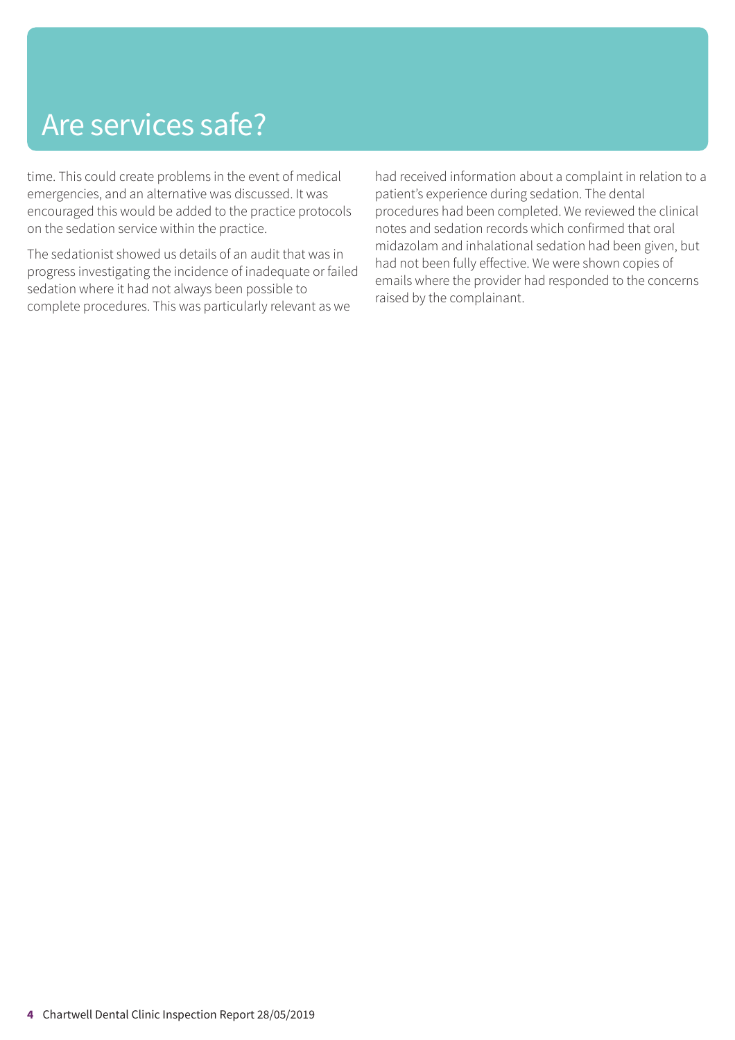# Are services safe?

time. This could create problems in the event of medical emergencies, and an alternative was discussed. It was encouraged this would be added to the practice protocols on the sedation service within the practice.

The sedationist showed us details of an audit that was in progress investigating the incidence of inadequate or failed sedation where it had not always been possible to complete procedures. This was particularly relevant as we had received information about a complaint in relation to a patient's experience during sedation. The dental procedures had been completed. We reviewed the clinical notes and sedation records which confirmed that oral midazolam and inhalational sedation had been given, but had not been fully effective. We were shown copies of emails where the provider had responded to the concerns raised by the complainant.